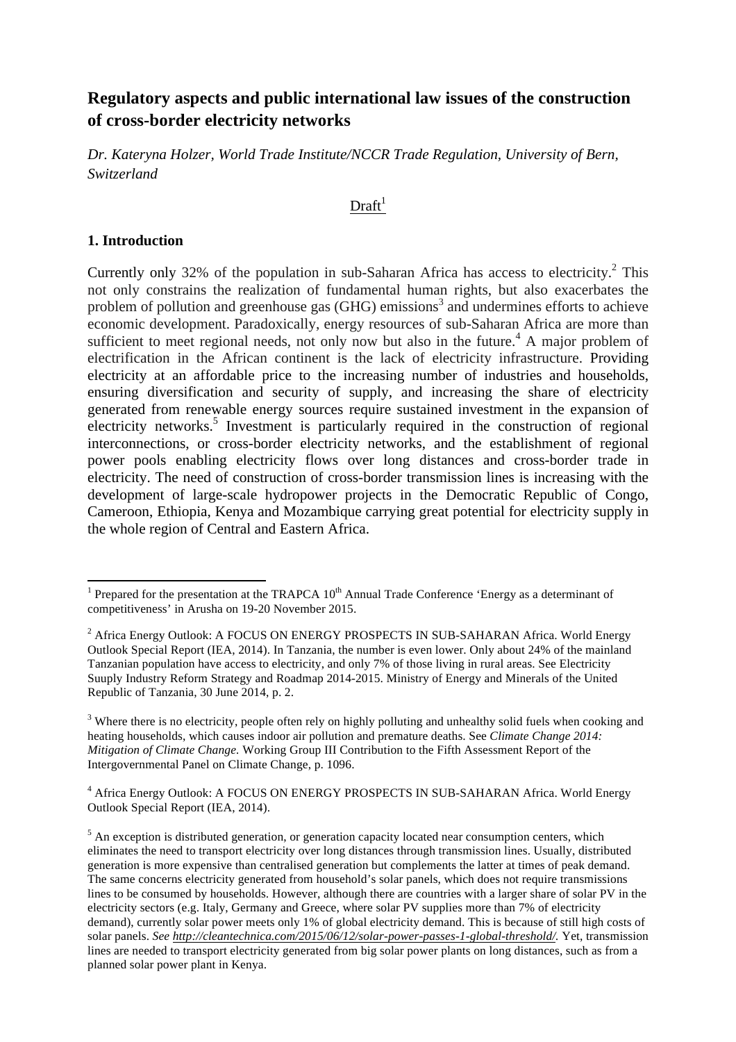# Regulatory aspects and public international law issues of the construction of cross-border electricity networks

*Dr. Kateryna Holzer, World Trade Institute/NCCR Trade Regulation, University of Bern, Switzerland*

Draft[1]

## 1. Introduction

Currently only 32% of the population in sub-Saharan Africa has access to electricity.[2] This not only constrains the realization of fundamental human rights, but also exacerbates the problem of pollution and greenhouse gas (GHG) emissions[3] and undermines efforts to achieve economic development. Paradoxically, energy resources of sub-Saharan Africa are more than sufficient to meet regional needs, not only now but also in the future.[4] A major problem of electrification in the African continent is the lack of electricity infrastructure. Providing electricity at an affordable price to the increasing number of industries and households, ensuring diversification and security of supply, and increasing the share of electricity generated from renewable energy sources require sustained investment in the expansion of electricity networks.[5] Investment is particularly required in the construction of regional interconnections, or cross-border electricity networks, and the establishment of regional power pools enabling electricity flows over long distances and cross-border trade in electricity. The need of construction of cross-border transmission lines is increasing with the development of large-scale hydropower projects in the Democratic Republic of Congo, Cameroon, Ethiopia, Kenya and Mozambique carrying great potential for electricity supply in the whole region of Central and Eastern Africa.

---

[1] Prepared for the presentation at the TRAPCA 10th Annual Trade Conference 'Energy as a determinant of competitiveness' in Arusha on 19-20 November 2015.

[2] Africa Energy Outlook: A FOCUS ON ENERGY PROSPECTS IN SUB-SAHARAN Africa. World Energy Outlook Special Report (IEA, 2014). In Tanzania, the number is even lower. Only about 24% of the mainland Tanzanian population have access to electricity, and only 7% of those living in rural areas. See Electricity Suuply Industry Reform Strategy and Roadmap 2014-2015. Ministry of Energy and Minerals of the United Republic of Tanzania, 30 June 2014, p. 2.

[3] Where there is no electricity, people often rely on highly polluting and unhealthy solid fuels when cooking and heating households, which causes indoor air pollution and premature deaths. See *Climate Change 2014: Mitigation of Climate Change.* Working Group III Contribution to the Fifth Assessment Report of the Intergovernmental Panel on Climate Change, p. 1096.

[4] Africa Energy Outlook: A FOCUS ON ENERGY PROSPECTS IN SUB-SAHARAN Africa. World Energy Outlook Special Report (IEA, 2014).

[5] An exception is distributed generation, or generation capacity located near consumption centers, which eliminates the need to transport electricity over long distances through transmission lines. Usually, distributed generation is more expensive than centralised generation but complements the latter at times of peak demand. The same concerns electricity generated from household's solar panels, which does not require transmissions lines to be consumed by households. However, although there are countries with a larger share of solar PV in the electricity sectors (e.g. Italy, Germany and Greece, where solar PV supplies more than 7% of electricity demand), currently solar power meets only 1% of global electricity demand. This is because of still high costs of solar panels. *See http://cleantechnica.com/2015/06/12/solar-power-passes-1-global-threshold/.* Yet, transmission lines are needed to transport electricity generated from big solar power plants on long distances, such as from a planned solar power plant in Kenya.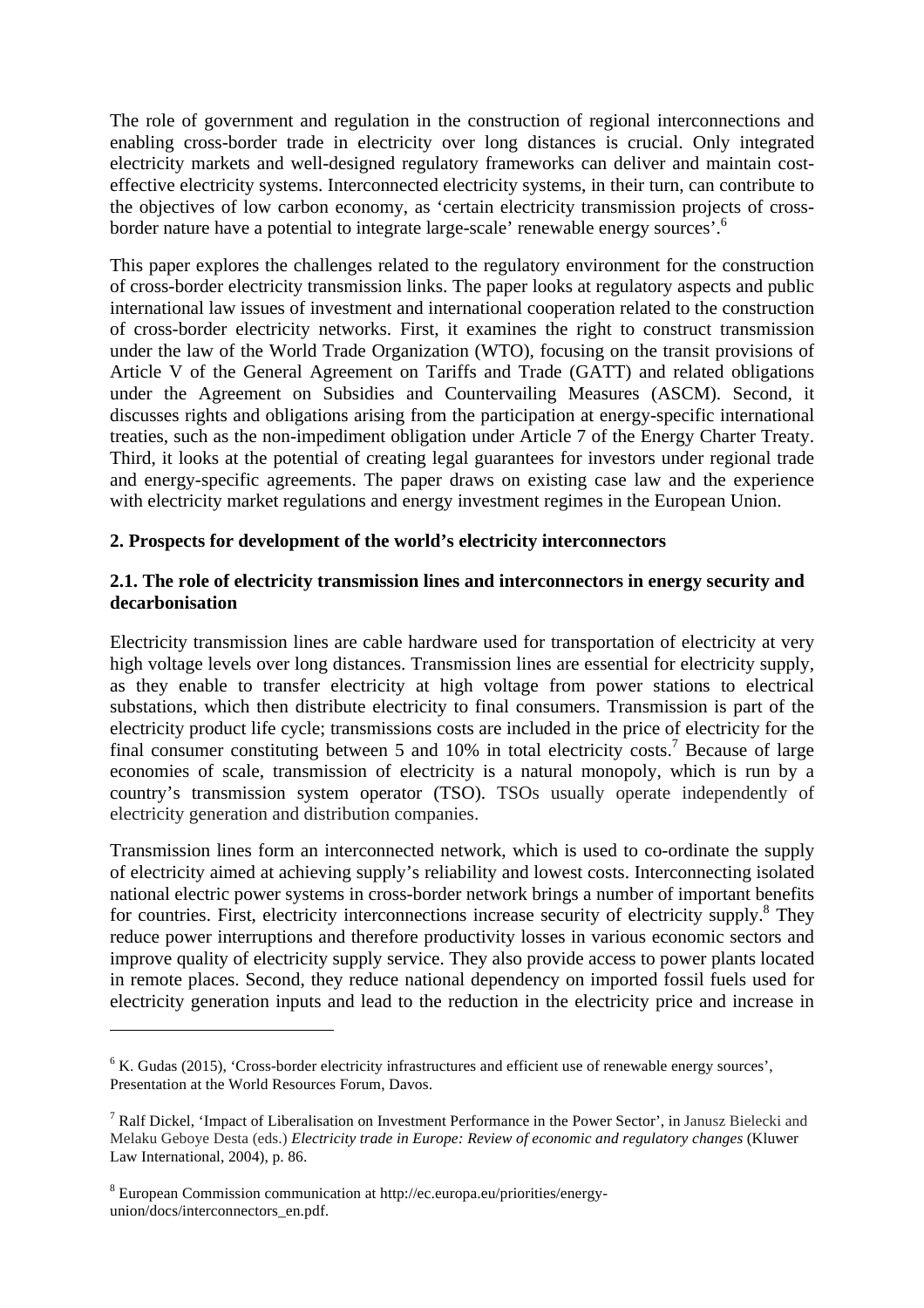The role of government and regulation in the construction of regional interconnections and enabling cross-border trade in electricity over long distances is crucial. Only integrated electricity markets and well-designed regulatory frameworks can deliver and maintain cost-effective electricity systems. Interconnected electricity systems, in their turn, can contribute to the objectives of low carbon economy, as 'certain electricity transmission projects of cross-border nature have a potential to integrate large-scale' renewable energy sources'.[6]

This paper explores the challenges related to the regulatory environment for the construction of cross-border electricity transmission links. The paper looks at regulatory aspects and public international law issues of investment and international cooperation related to the construction of cross-border electricity networks. First, it examines the right to construct transmission under the law of the World Trade Organization (WTO), focusing on the transit provisions of Article V of the General Agreement on Tariffs and Trade (GATT) and related obligations under the Agreement on Subsidies and Countervailing Measures (ASCM). Second, it discusses rights and obligations arising from the participation at energy-specific international treaties, such as the non-impediment obligation under Article 7 of the Energy Charter Treaty. Third, it looks at the potential of creating legal guarantees for investors under regional trade and energy-specific agreements. The paper draws on existing case law and the experience with electricity market regulations and energy investment regimes in the European Union.

## 2. Prospects for development of the world's electricity interconnectors

### 2.1. The role of electricity transmission lines and interconnectors in energy security and decarbonisation

Electricity transmission lines are cable hardware used for transportation of electricity at very high voltage levels over long distances. Transmission lines are essential for electricity supply, as they enable to transfer electricity at high voltage from power stations to electrical substations, which then distribute electricity to final consumers. Transmission is part of the electricity product life cycle; transmissions costs are included in the price of electricity for the final consumer constituting between 5 and 10% in total electricity costs.[7] Because of large economies of scale, transmission of electricity is a natural monopoly, which is run by a country's transmission system operator (TSO). TSOs usually operate independently of electricity generation and distribution companies.

Transmission lines form an interconnected network, which is used to co-ordinate the supply of electricity aimed at achieving supply's reliability and lowest costs. Interconnecting isolated national electric power systems in cross-border network brings a number of important benefits for countries. First, electricity interconnections increase security of electricity supply.[8] They reduce power interruptions and therefore productivity losses in various economic sectors and improve quality of electricity supply service. They also provide access to power plants located in remote places. Second, they reduce national dependency on imported fossil fuels used for electricity generation inputs and lead to the reduction in the electricity price and increase in

---

[6] K. Gudas (2015), 'Cross-border electricity infrastructures and efficient use of renewable energy sources', Presentation at the World Resources Forum, Davos.

[7] Ralf Dickel, 'Impact of Liberalisation on Investment Performance in the Power Sector', in Janusz Bielecki and Melaku Geboye Desta (eds.) *Electricity trade in Europe: Review of economic and regulatory changes* (Kluwer Law International, 2004), p. 86.

[8] European Commission communication at http://ec.europa.eu/priorities/energy-union/docs/interconnectors_en.pdf.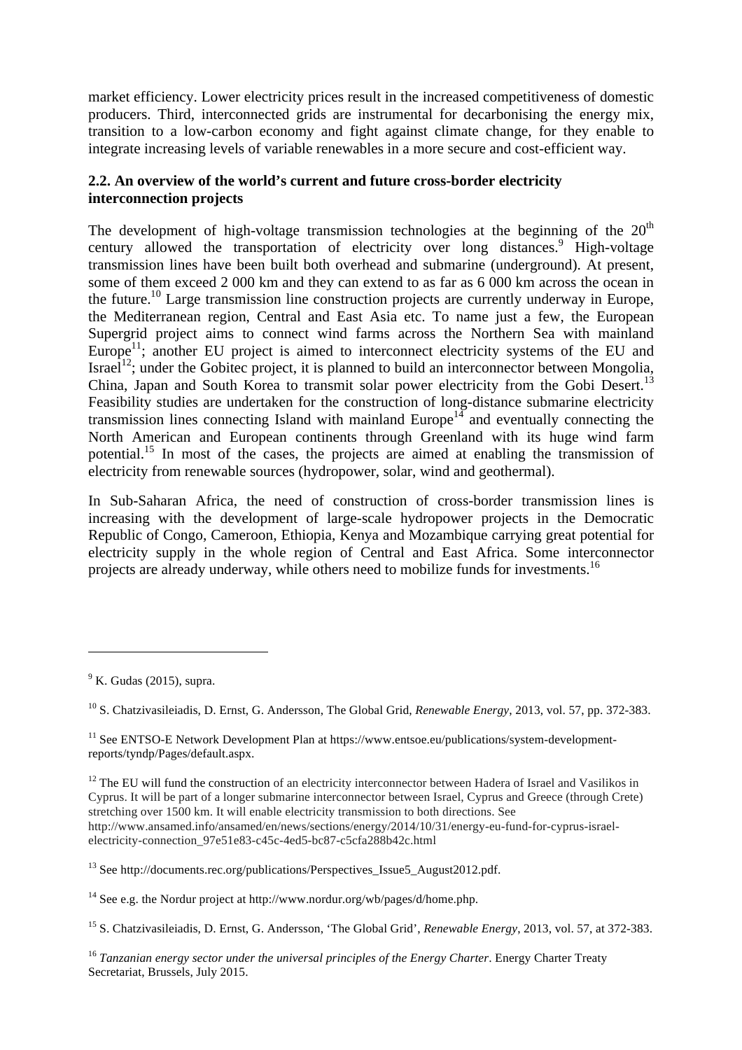market efficiency. Lower electricity prices result in the increased competitiveness of domestic producers. Third, interconnected grids are instrumental for decarbonising the energy mix, transition to a low-carbon economy and fight against climate change, for they enable to integrate increasing levels of variable renewables in a more secure and cost-efficient way.

### 2.2. An overview of the world's current and future cross-border electricity interconnection projects

The development of high-voltage transmission technologies at the beginning of the 20$^{th}$ century allowed the transportation of electricity over long distances.[9] High-voltage transmission lines have been built both overhead and submarine (underground). At present, some of them exceed 2 000 km and they can extend to as far as 6 000 km across the ocean in the future.[10] Large transmission line construction projects are currently underway in Europe, the Mediterranean region, Central and East Asia etc. To name just a few, the European Supergrid project aims to connect wind farms across the Northern Sea with mainland Europe[11]; another EU project is aimed to interconnect electricity systems of the EU and Israel[12]; under the Gobitec project, it is planned to build an interconnector between Mongolia, China, Japan and South Korea to transmit solar power electricity from the Gobi Desert.[13] Feasibility studies are undertaken for the construction of long-distance submarine electricity transmission lines connecting Island with mainland Europe[14] and eventually connecting the North American and European continents through Greenland with its huge wind farm potential.[15] In most of the cases, the projects are aimed at enabling the transmission of electricity from renewable sources (hydropower, solar, wind and geothermal).

In Sub-Saharan Africa, the need of construction of cross-border transmission lines is increasing with the development of large-scale hydropower projects in the Democratic Republic of Congo, Cameroon, Ethiopia, Kenya and Mozambique carrying great potential for electricity supply in the whole region of Central and East Africa. Some interconnector projects are already underway, while others need to mobilize funds for investments.[16]

---

[9] K. Gudas (2015), supra.

[10] S. Chatzivasileiadis, D. Ernst, G. Andersson, The Global Grid, *Renewable Energy*, 2013, vol. 57, pp. 372-383.

[11] See ENTSO-E Network Development Plan at https://www.entsoe.eu/publications/system-development-reports/tyndp/Pages/default.aspx.

[12] The EU will fund the construction of an electricity interconnector between Hadera of Israel and Vasilikos in Cyprus. It will be part of a longer submarine interconnector between Israel, Cyprus and Greece (through Crete) stretching over 1500 km. It will enable electricity transmission to both directions. See http://www.ansamed.info/ansamed/en/news/sections/energy/2014/10/31/energy-eu-fund-for-cyprus-israel-electricity-connection_97e51e83-c45c-4ed5-bc87-c5cfa288b42c.html

[13] See http://documents.rec.org/publications/Perspectives_Issue5_August2012.pdf.

[14] See e.g. the Nordur project at http://www.nordur.org/wb/pages/d/home.php.

[15] S. Chatzivasileiadis, D. Ernst, G. Andersson, 'The Global Grid', *Renewable Energy*, 2013, vol. 57, at 372-383.

[16] *Tanzanian energy sector under the universal principles of the Energy Charter*. Energy Charter Treaty Secretariat, Brussels, July 2015.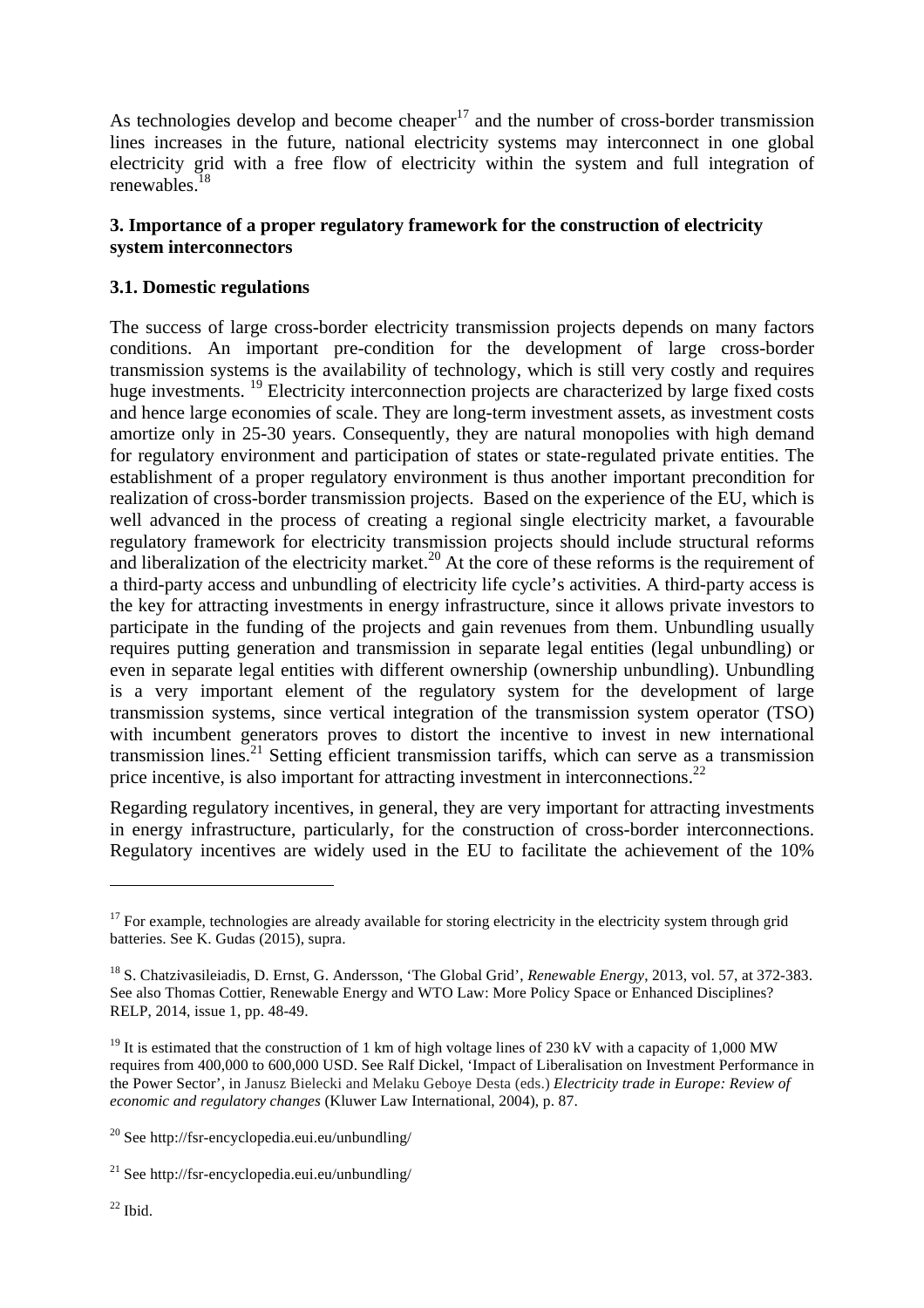As technologies develop and become cheaper[17] and the number of cross-border transmission lines increases in the future, national electricity systems may interconnect in one global electricity grid with a free flow of electricity within the system and full integration of renewables.[18]

## 3. Importance of a proper regulatory framework for the construction of electricity system interconnectors

### 3.1. Domestic regulations

The success of large cross-border electricity transmission projects depends on many factors conditions. An important pre-condition for the development of large cross-border transmission systems is the availability of technology, which is still very costly and requires huge investments. [19] Electricity interconnection projects are characterized by large fixed costs and hence large economies of scale. They are long-term investment assets, as investment costs amortize only in 25-30 years. Consequently, they are natural monopolies with high demand for regulatory environment and participation of states or state-regulated private entities. The establishment of a proper regulatory environment is thus another important precondition for realization of cross-border transmission projects. Based on the experience of the EU, which is well advanced in the process of creating a regional single electricity market, a favourable regulatory framework for electricity transmission projects should include structural reforms and liberalization of the electricity market.[20] At the core of these reforms is the requirement of a third-party access and unbundling of electricity life cycle's activities. A third-party access is the key for attracting investments in energy infrastructure, since it allows private investors to participate in the funding of the projects and gain revenues from them. Unbundling usually requires putting generation and transmission in separate legal entities (legal unbundling) or even in separate legal entities with different ownership (ownership unbundling). Unbundling is a very important element of the regulatory system for the development of large transmission systems, since vertical integration of the transmission system operator (TSO) with incumbent generators proves to distort the incentive to invest in new international transmission lines.[21] Setting efficient transmission tariffs, which can serve as a transmission price incentive, is also important for attracting investment in interconnections.[22]

Regarding regulatory incentives, in general, they are very important for attracting investments in energy infrastructure, particularly, for the construction of cross-border interconnections. Regulatory incentives are widely used in the EU to facilitate the achievement of the 10%

---

[17] For example, technologies are already available for storing electricity in the electricity system through grid batteries. See K. Gudas (2015), supra.

[18] S. Chatzivasileiadis, D. Ernst, G. Andersson, 'The Global Grid', *Renewable Energy*, 2013, vol. 57, at 372-383. See also Thomas Cottier, Renewable Energy and WTO Law: More Policy Space or Enhanced Disciplines? RELP, 2014, issue 1, pp. 48-49.

[19] It is estimated that the construction of 1 km of high voltage lines of 230 kV with a capacity of 1,000 MW requires from 400,000 to 600,000 USD. See Ralf Dickel, 'Impact of Liberalisation on Investment Performance in the Power Sector', in Janusz Bielecki and Melaku Geboye Desta (eds.) *Electricity trade in Europe: Review of economic and regulatory changes* (Kluwer Law International, 2004), p. 87.

[20] See http://fsr-encyclopedia.eui.eu/unbundling/

[21] See http://fsr-encyclopedia.eui.eu/unbundling/

[22] Ibid.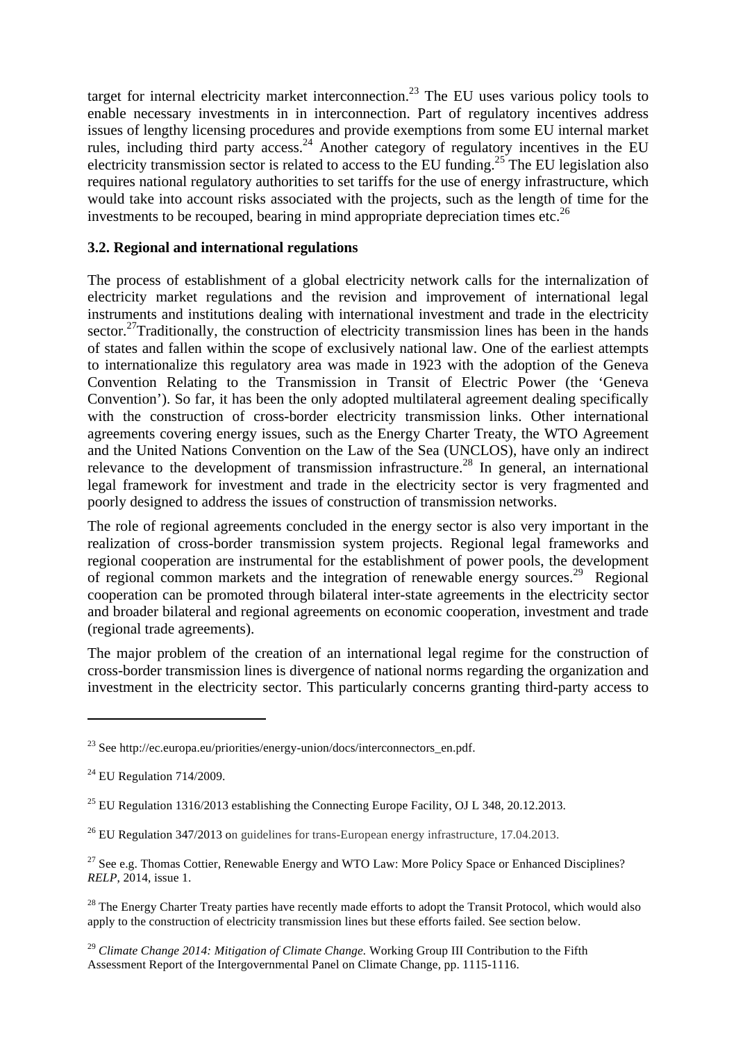target for internal electricity market interconnection.[23] The EU uses various policy tools to enable necessary investments in in interconnection. Part of regulatory incentives address issues of lengthy licensing procedures and provide exemptions from some EU internal market rules, including third party access.[24] Another category of regulatory incentives in the EU electricity transmission sector is related to access to the EU funding.[25] The EU legislation also requires national regulatory authorities to set tariffs for the use of energy infrastructure, which would take into account risks associated with the projects, such as the length of time for the investments to be recouped, bearing in mind appropriate depreciation times etc.[26]

### 3.2. Regional and international regulations

The process of establishment of a global electricity network calls for the internalization of electricity market regulations and the revision and improvement of international legal instruments and institutions dealing with international investment and trade in the electricity sector.[27]Traditionally, the construction of electricity transmission lines has been in the hands of states and fallen within the scope of exclusively national law. One of the earliest attempts to internationalize this regulatory area was made in 1923 with the adoption of the Geneva Convention Relating to the Transmission in Transit of Electric Power (the 'Geneva Convention'). So far, it has been the only adopted multilateral agreement dealing specifically with the construction of cross-border electricity transmission links. Other international agreements covering energy issues, such as the Energy Charter Treaty, the WTO Agreement and the United Nations Convention on the Law of the Sea (UNCLOS), have only an indirect relevance to the development of transmission infrastructure.[28] In general, an international legal framework for investment and trade in the electricity sector is very fragmented and poorly designed to address the issues of construction of transmission networks.

The role of regional agreements concluded in the energy sector is also very important in the realization of cross-border transmission system projects. Regional legal frameworks and regional cooperation are instrumental for the establishment of power pools, the development of regional common markets and the integration of renewable energy sources.[29] Regional cooperation can be promoted through bilateral inter-state agreements in the electricity sector and broader bilateral and regional agreements on economic cooperation, investment and trade (regional trade agreements).

The major problem of the creation of an international legal regime for the construction of cross-border transmission lines is divergence of national norms regarding the organization and investment in the electricity sector. This particularly concerns granting third-party access to

---

[23] See http://ec.europa.eu/priorities/energy-union/docs/interconnectors_en.pdf.

[24] EU Regulation 714/2009.

[25] EU Regulation 1316/2013 establishing the Connecting Europe Facility, OJ L 348, 20.12.2013.

[26] EU Regulation 347/2013 on guidelines for trans-European energy infrastructure, 17.04.2013.

[27] See e.g. Thomas Cottier, Renewable Energy and WTO Law: More Policy Space or Enhanced Disciplines? *RELP*, 2014, issue 1.

[28] The Energy Charter Treaty parties have recently made efforts to adopt the Transit Protocol, which would also apply to the construction of electricity transmission lines but these efforts failed. See section below.

[29] *Climate Change 2014: Mitigation of Climate Change.* Working Group III Contribution to the Fifth Assessment Report of the Intergovernmental Panel on Climate Change, pp. 1115-1116.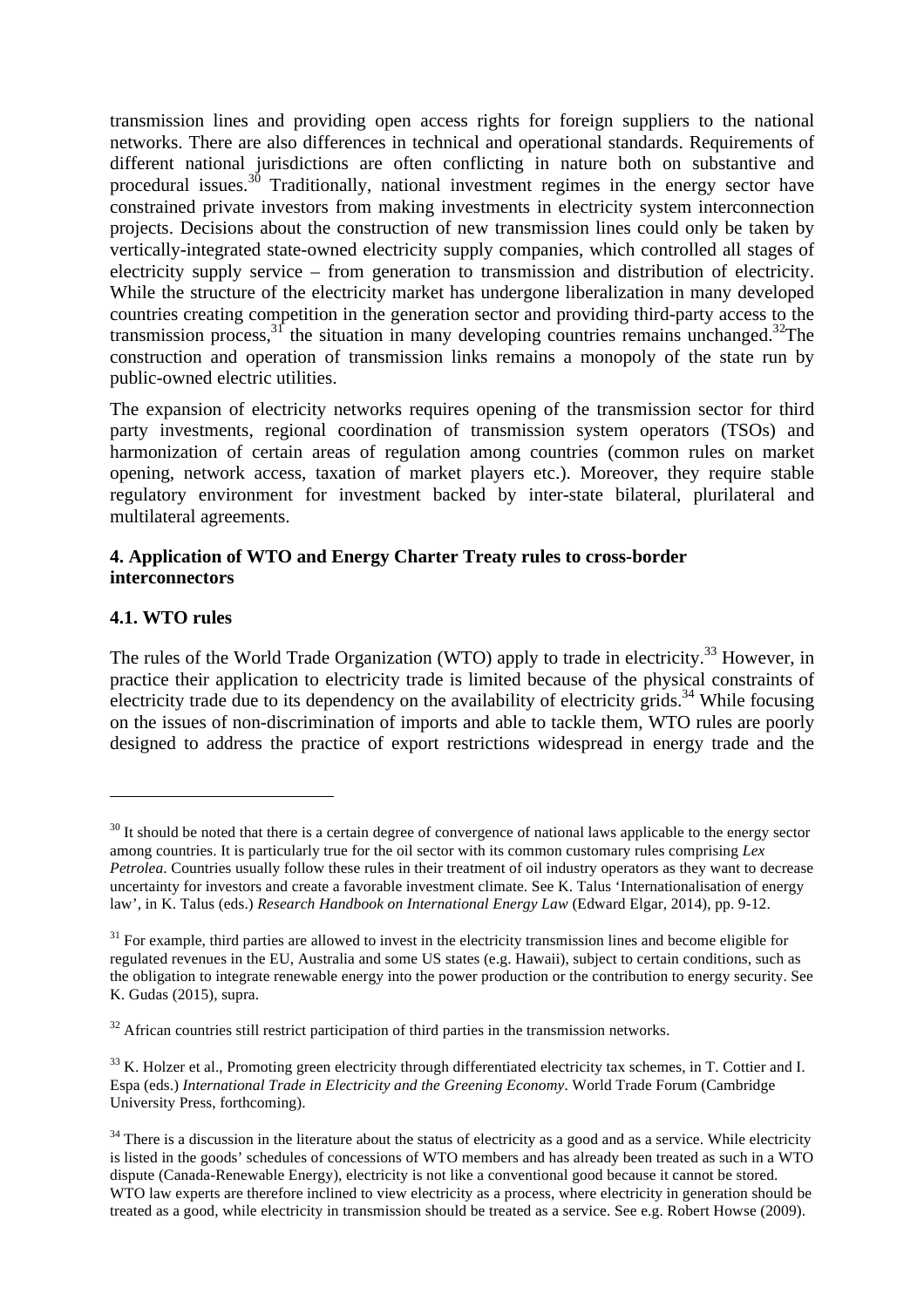transmission lines and providing open access rights for foreign suppliers to the national networks. There are also differences in technical and operational standards. Requirements of different national jurisdictions are often conflicting in nature both on substantive and procedural issues.[30] Traditionally, national investment regimes in the energy sector have constrained private investors from making investments in electricity system interconnection projects. Decisions about the construction of new transmission lines could only be taken by vertically-integrated state-owned electricity supply companies, which controlled all stages of electricity supply service – from generation to transmission and distribution of electricity. While the structure of the electricity market has undergone liberalization in many developed countries creating competition in the generation sector and providing third-party access to the transmission process,[31] the situation in many developing countries remains unchanged.[32]The construction and operation of transmission links remains a monopoly of the state run by public-owned electric utilities.

The expansion of electricity networks requires opening of the transmission sector for third party investments, regional coordination of transmission system operators (TSOs) and harmonization of certain areas of regulation among countries (common rules on market opening, network access, taxation of market players etc.). Moreover, they require stable regulatory environment for investment backed by inter-state bilateral, plurilateral and multilateral agreements.

## 4. Application of WTO and Energy Charter Treaty rules to cross-border interconnectors

### 4.1. WTO rules

The rules of the World Trade Organization (WTO) apply to trade in electricity.[33] However, in practice their application to electricity trade is limited because of the physical constraints of electricity trade due to its dependency on the availability of electricity grids.[34] While focusing on the issues of non-discrimination of imports and able to tackle them, WTO rules are poorly designed to address the practice of export restrictions widespread in energy trade and the

---

[30] It should be noted that there is a certain degree of convergence of national laws applicable to the energy sector among countries. It is particularly true for the oil sector with its common customary rules comprising *Lex Petrolea*. Countries usually follow these rules in their treatment of oil industry operators as they want to decrease uncertainty for investors and create a favorable investment climate. See K. Talus 'Internationalisation of energy law', in K. Talus (eds.) *Research Handbook on International Energy Law* (Edward Elgar, 2014), pp. 9-12.

[31] For example, third parties are allowed to invest in the electricity transmission lines and become eligible for regulated revenues in the EU, Australia and some US states (e.g. Hawaii), subject to certain conditions, such as the obligation to integrate renewable energy into the power production or the contribution to energy security. See K. Gudas (2015), supra.

[32] African countries still restrict participation of third parties in the transmission networks.

[33] K. Holzer et al., Promoting green electricity through differentiated electricity tax schemes, in T. Cottier and I. Espa (eds.) *International Trade in Electricity and the Greening Economy*. World Trade Forum (Cambridge University Press, forthcoming).

[34] There is a discussion in the literature about the status of electricity as a good and as a service. While electricity is listed in the goods' schedules of concessions of WTO members and has already been treated as such in a WTO dispute (Canada-Renewable Energy), electricity is not like a conventional good because it cannot be stored. WTO law experts are therefore inclined to view electricity as a process, where electricity in generation should be treated as a good, while electricity in transmission should be treated as a service. See e.g. Robert Howse (2009).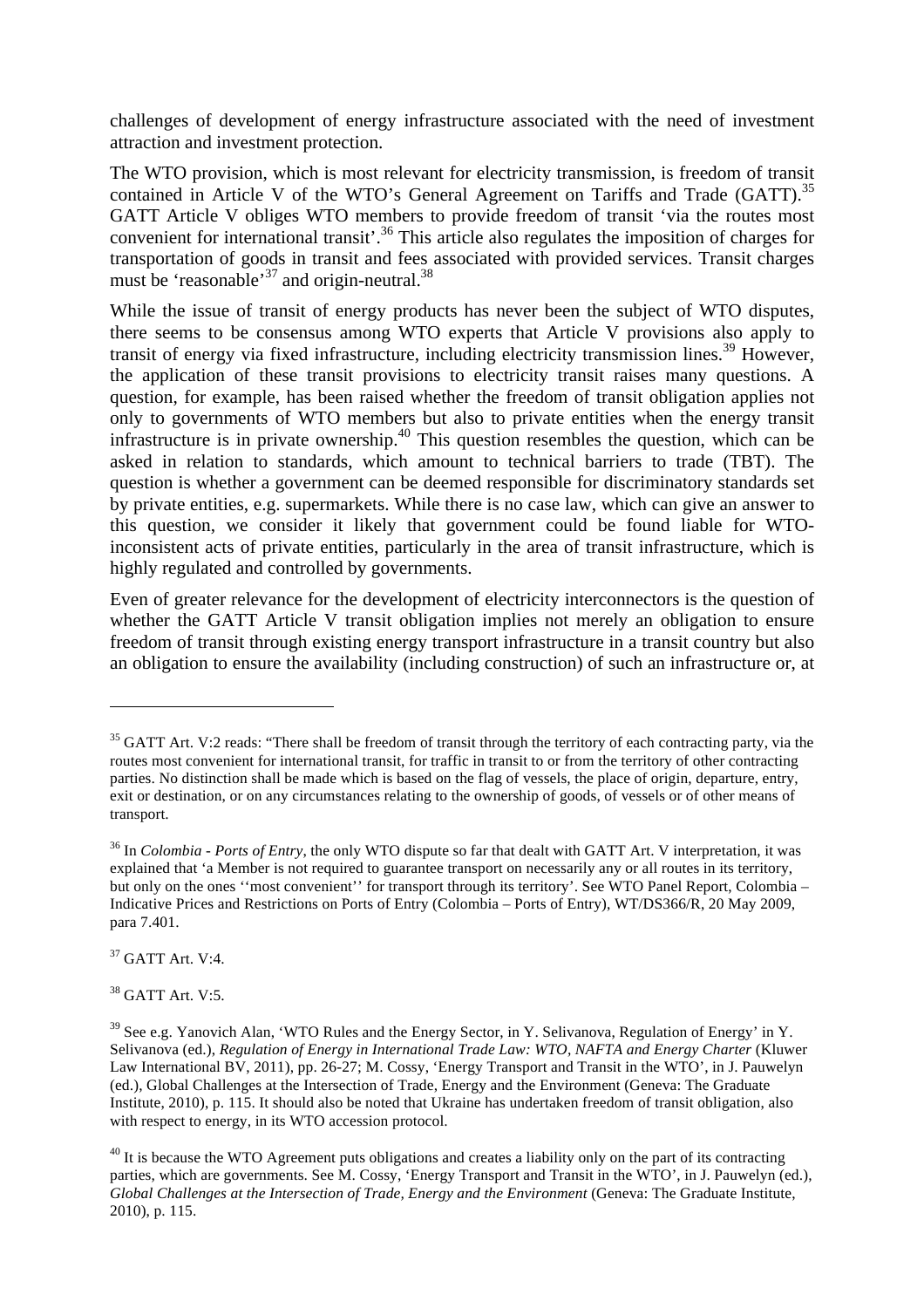challenges of development of energy infrastructure associated with the need of investment attraction and investment protection.

The WTO provision, which is most relevant for electricity transmission, is freedom of transit contained in Article V of the WTO's General Agreement on Tariffs and Trade (GATT).[35] GATT Article V obliges WTO members to provide freedom of transit 'via the routes most convenient for international transit'.[36] This article also regulates the imposition of charges for transportation of goods in transit and fees associated with provided services. Transit charges must be 'reasonable'[37] and origin-neutral.[38]

While the issue of transit of energy products has never been the subject of WTO disputes, there seems to be consensus among WTO experts that Article V provisions also apply to transit of energy via fixed infrastructure, including electricity transmission lines.[39] However, the application of these transit provisions to electricity transit raises many questions. A question, for example, has been raised whether the freedom of transit obligation applies not only to governments of WTO members but also to private entities when the energy transit infrastructure is in private ownership.[40] This question resembles the question, which can be asked in relation to standards, which amount to technical barriers to trade (TBT). The question is whether a government can be deemed responsible for discriminatory standards set by private entities, e.g. supermarkets. While there is no case law, which can give an answer to this question, we consider it likely that government could be found liable for WTO-inconsistent acts of private entities, particularly in the area of transit infrastructure, which is highly regulated and controlled by governments.

Even of greater relevance for the development of electricity interconnectors is the question of whether the GATT Article V transit obligation implies not merely an obligation to ensure freedom of transit through existing energy transport infrastructure in a transit country but also an obligation to ensure the availability (including construction) of such an infrastructure or, at

---

[35] GATT Art. V:2 reads: "There shall be freedom of transit through the territory of each contracting party, via the routes most convenient for international transit, for traffic in transit to or from the territory of other contracting parties. No distinction shall be made which is based on the flag of vessels, the place of origin, departure, entry, exit or destination, or on any circumstances relating to the ownership of goods, of vessels or of other means of transport.

[36] In *Colombia - Ports of Entry*, the only WTO dispute so far that dealt with GATT Art. V interpretation, it was explained that 'a Member is not required to guarantee transport on necessarily any or all routes in its territory, but only on the ones ''most convenient'' for transport through its territory'. See WTO Panel Report, Colombia – Indicative Prices and Restrictions on Ports of Entry (Colombia – Ports of Entry), WT/DS366/R, 20 May 2009, para 7.401.

[37] GATT Art. V:4.

[38] GATT Art. V:5.

[39] See e.g. Yanovich Alan, 'WTO Rules and the Energy Sector, in Y. Selivanova, Regulation of Energy' in Y. Selivanova (ed.), *Regulation of Energy in International Trade Law: WTO, NAFTA and Energy Charter* (Kluwer Law International BV, 2011), pp. 26-27; M. Cossy, 'Energy Transport and Transit in the WTO', in J. Pauwelyn (ed.), Global Challenges at the Intersection of Trade, Energy and the Environment (Geneva: The Graduate Institute, 2010), p. 115. It should also be noted that Ukraine has undertaken freedom of transit obligation, also with respect to energy, in its WTO accession protocol.

[40] It is because the WTO Agreement puts obligations and creates a liability only on the part of its contracting parties, which are governments. See M. Cossy, 'Energy Transport and Transit in the WTO', in J. Pauwelyn (ed.), *Global Challenges at the Intersection of Trade, Energy and the Environment* (Geneva: The Graduate Institute, 2010), p. 115.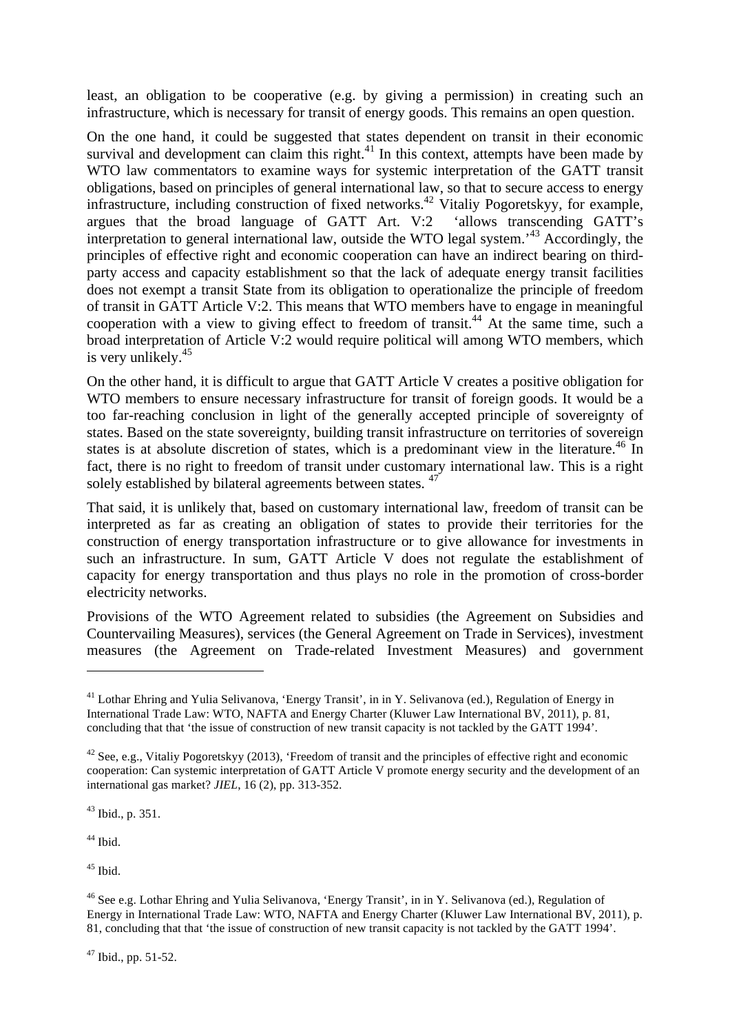least, an obligation to be cooperative (e.g. by giving a permission) in creating such an infrastructure, which is necessary for transit of energy goods. This remains an open question.

On the one hand, it could be suggested that states dependent on transit in their economic survival and development can claim this right.[41] In this context, attempts have been made by WTO law commentators to examine ways for systemic interpretation of the GATT transit obligations, based on principles of general international law, so that to secure access to energy infrastructure, including construction of fixed networks.[42] Vitaliy Pogoretskyy, for example, argues that the broad language of GATT Art. V:2 'allows transcending GATT's interpretation to general international law, outside the WTO legal system.'[43] Accordingly, the principles of effective right and economic cooperation can have an indirect bearing on third-party access and capacity establishment so that the lack of adequate energy transit facilities does not exempt a transit State from its obligation to operationalize the principle of freedom of transit in GATT Article V:2. This means that WTO members have to engage in meaningful cooperation with a view to giving effect to freedom of transit.[44] At the same time, such a broad interpretation of Article V:2 would require political will among WTO members, which is very unlikely.[45]

On the other hand, it is difficult to argue that GATT Article V creates a positive obligation for WTO members to ensure necessary infrastructure for transit of foreign goods. It would be a too far-reaching conclusion in light of the generally accepted principle of sovereignty of states. Based on the state sovereignty, building transit infrastructure on territories of sovereign states is at absolute discretion of states, which is a predominant view in the literature.[46] In fact, there is no right to freedom of transit under customary international law. This is a right solely established by bilateral agreements between states. [47]

That said, it is unlikely that, based on customary international law, freedom of transit can be interpreted as far as creating an obligation of states to provide their territories for the construction of energy transportation infrastructure or to give allowance for investments in such an infrastructure. In sum, GATT Article V does not regulate the establishment of capacity for energy transportation and thus plays no role in the promotion of cross-border electricity networks.

Provisions of the WTO Agreement related to subsidies (the Agreement on Subsidies and Countervailing Measures), services (the General Agreement on Trade in Services), investment measures (the Agreement on Trade-related Investment Measures) and government

---

[41] Lothar Ehring and Yulia Selivanova, 'Energy Transit', in in Y. Selivanova (ed.), Regulation of Energy in International Trade Law: WTO, NAFTA and Energy Charter (Kluwer Law International BV, 2011), p. 81, concluding that that 'the issue of construction of new transit capacity is not tackled by the GATT 1994'.

[42] See, e.g., Vitaliy Pogoretskyy (2013), 'Freedom of transit and the principles of effective right and economic cooperation: Can systemic interpretation of GATT Article V promote energy security and the development of an international gas market? *JIEL*, 16 (2), pp. 313-352.

[43] Ibid., p. 351.

[44] Ibid.

[45] Ibid.

[46] See e.g. Lothar Ehring and Yulia Selivanova, 'Energy Transit', in in Y. Selivanova (ed.), Regulation of Energy in International Trade Law: WTO, NAFTA and Energy Charter (Kluwer Law International BV, 2011), p. 81, concluding that that 'the issue of construction of new transit capacity is not tackled by the GATT 1994'.

[47] Ibid., pp. 51-52.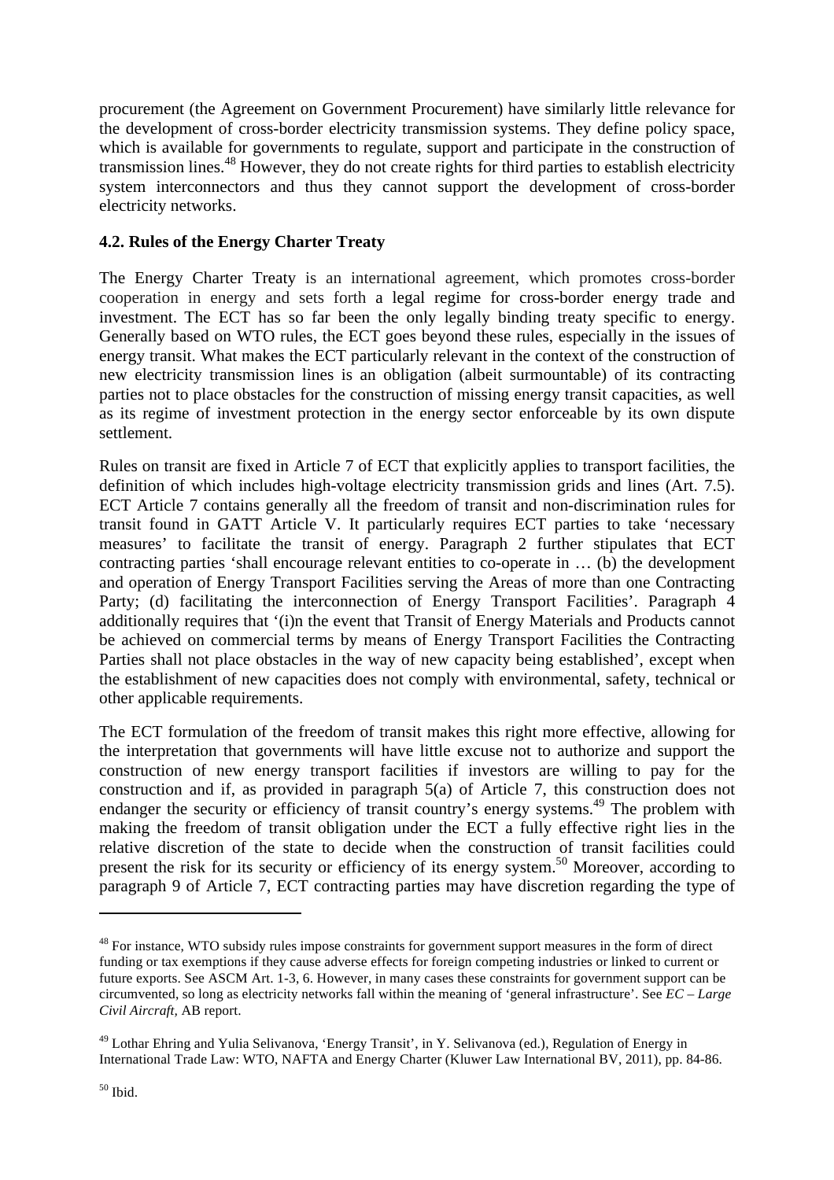procurement (the Agreement on Government Procurement) have similarly little relevance for the development of cross-border electricity transmission systems. They define policy space, which is available for governments to regulate, support and participate in the construction of transmission lines.[48] However, they do not create rights for third parties to establish electricity system interconnectors and thus they cannot support the development of cross-border electricity networks.

### 4.2. Rules of the Energy Charter Treaty

The Energy Charter Treaty is an international agreement, which promotes cross-border cooperation in energy and sets forth a legal regime for cross-border energy trade and investment. The ECT has so far been the only legally binding treaty specific to energy. Generally based on WTO rules, the ECT goes beyond these rules, especially in the issues of energy transit. What makes the ECT particularly relevant in the context of the construction of new electricity transmission lines is an obligation (albeit surmountable) of its contracting parties not to place obstacles for the construction of missing energy transit capacities, as well as its regime of investment protection in the energy sector enforceable by its own dispute settlement.

Rules on transit are fixed in Article 7 of ECT that explicitly applies to transport facilities, the definition of which includes high-voltage electricity transmission grids and lines (Art. 7.5). ECT Article 7 contains generally all the freedom of transit and non-discrimination rules for transit found in GATT Article V. It particularly requires ECT parties to take 'necessary measures' to facilitate the transit of energy. Paragraph 2 further stipulates that ECT contracting parties 'shall encourage relevant entities to co-operate in … (b) the development and operation of Energy Transport Facilities serving the Areas of more than one Contracting Party; (d) facilitating the interconnection of Energy Transport Facilities'. Paragraph 4 additionally requires that '(i)n the event that Transit of Energy Materials and Products cannot be achieved on commercial terms by means of Energy Transport Facilities the Contracting Parties shall not place obstacles in the way of new capacity being established', except when the establishment of new capacities does not comply with environmental, safety, technical or other applicable requirements.

The ECT formulation of the freedom of transit makes this right more effective, allowing for the interpretation that governments will have little excuse not to authorize and support the construction of new energy transport facilities if investors are willing to pay for the construction and if, as provided in paragraph 5(a) of Article 7, this construction does not endanger the security or efficiency of transit country's energy systems.[49] The problem with making the freedom of transit obligation under the ECT a fully effective right lies in the relative discretion of the state to decide when the construction of transit facilities could present the risk for its security or efficiency of its energy system.[50] Moreover, according to paragraph 9 of Article 7, ECT contracting parties may have discretion regarding the type of

---

[48] For instance, WTO subsidy rules impose constraints for government support measures in the form of direct funding or tax exemptions if they cause adverse effects for foreign competing industries or linked to current or future exports. See ASCM Art. 1-3, 6. However, in many cases these constraints for government support can be circumvented, so long as electricity networks fall within the meaning of 'general infrastructure'. See *EC – Large Civil Aircraft,* AB report.

[49] Lothar Ehring and Yulia Selivanova, 'Energy Transit', in Y. Selivanova (ed.), Regulation of Energy in International Trade Law: WTO, NAFTA and Energy Charter (Kluwer Law International BV, 2011), pp. 84-86.

[50] Ibid.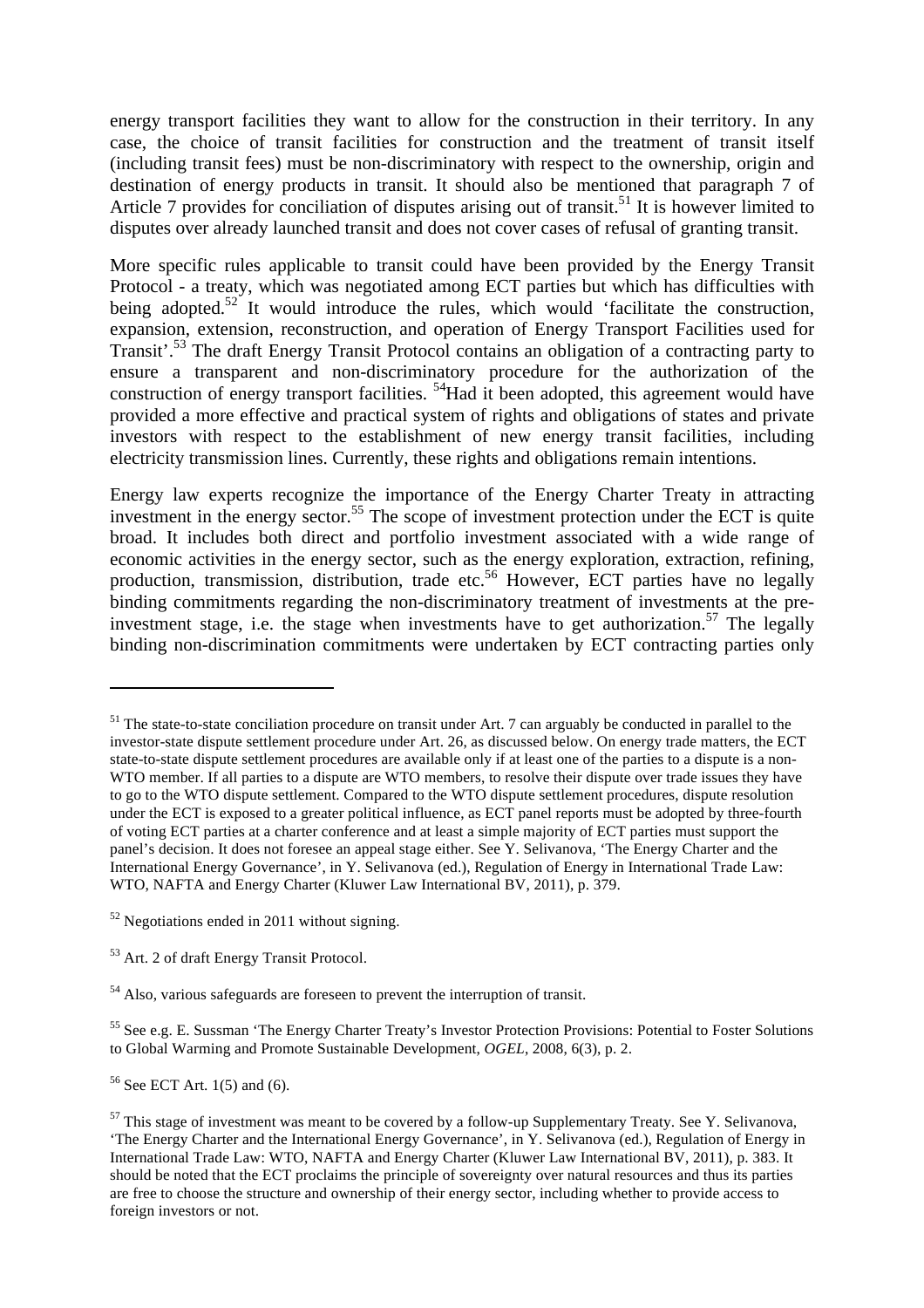energy transport facilities they want to allow for the construction in their territory. In any case, the choice of transit facilities for construction and the treatment of transit itself (including transit fees) must be non-discriminatory with respect to the ownership, origin and destination of energy products in transit. It should also be mentioned that paragraph 7 of Article 7 provides for conciliation of disputes arising out of transit.[51] It is however limited to disputes over already launched transit and does not cover cases of refusal of granting transit.

More specific rules applicable to transit could have been provided by the Energy Transit Protocol - a treaty, which was negotiated among ECT parties but which has difficulties with being adopted.[52] It would introduce the rules, which would 'facilitate the construction, expansion, extension, reconstruction, and operation of Energy Transport Facilities used for Transit'.[53] The draft Energy Transit Protocol contains an obligation of a contracting party to ensure a transparent and non-discriminatory procedure for the authorization of the construction of energy transport facilities. [54]Had it been adopted, this agreement would have provided a more effective and practical system of rights and obligations of states and private investors with respect to the establishment of new energy transit facilities, including electricity transmission lines. Currently, these rights and obligations remain intentions.

Energy law experts recognize the importance of the Energy Charter Treaty in attracting investment in the energy sector.[55] The scope of investment protection under the ECT is quite broad. It includes both direct and portfolio investment associated with a wide range of economic activities in the energy sector, such as the energy exploration, extraction, refining, production, transmission, distribution, trade etc.[56] However, ECT parties have no legally binding commitments regarding the non-discriminatory treatment of investments at the pre-investment stage, i.e. the stage when investments have to get authorization.[57] The legally binding non-discrimination commitments were undertaken by ECT contracting parties only

---

[51] The state-to-state conciliation procedure on transit under Art. 7 can arguably be conducted in parallel to the investor-state dispute settlement procedure under Art. 26, as discussed below. On energy trade matters, the ECT state-to-state dispute settlement procedures are available only if at least one of the parties to a dispute is a non-WTO member. If all parties to a dispute are WTO members, to resolve their dispute over trade issues they have to go to the WTO dispute settlement. Compared to the WTO dispute settlement procedures, dispute resolution under the ECT is exposed to a greater political influence, as ECT panel reports must be adopted by three-fourth of voting ECT parties at a charter conference and at least a simple majority of ECT parties must support the panel's decision. It does not foresee an appeal stage either. See Y. Selivanova, 'The Energy Charter and the International Energy Governance', in Y. Selivanova (ed.), Regulation of Energy in International Trade Law: WTO, NAFTA and Energy Charter (Kluwer Law International BV, 2011), p. 379.

[52] Negotiations ended in 2011 without signing.

[53] Art. 2 of draft Energy Transit Protocol.

[54] Also, various safeguards are foreseen to prevent the interruption of transit.

[55] See e.g. E. Sussman 'The Energy Charter Treaty's Investor Protection Provisions: Potential to Foster Solutions to Global Warming and Promote Sustainable Development, *OGEL*, 2008, 6(3), p. 2.

[56] See ECT Art. 1(5) and (6).

[57] This stage of investment was meant to be covered by a follow-up Supplementary Treaty. See Y. Selivanova, 'The Energy Charter and the International Energy Governance', in Y. Selivanova (ed.), Regulation of Energy in International Trade Law: WTO, NAFTA and Energy Charter (Kluwer Law International BV, 2011), p. 383. It should be noted that the ECT proclaims the principle of sovereignty over natural resources and thus its parties are free to choose the structure and ownership of their energy sector, including whether to provide access to foreign investors or not.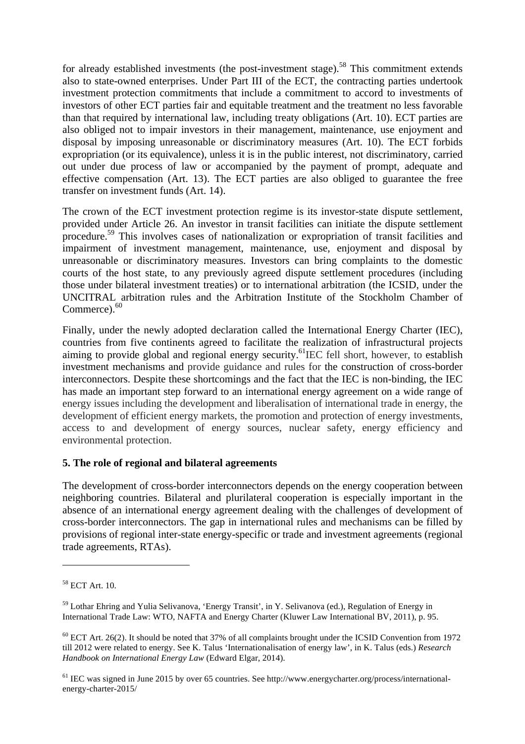for already established investments (the post-investment stage).[58] This commitment extends also to state-owned enterprises. Under Part III of the ECT, the contracting parties undertook investment protection commitments that include a commitment to accord to investments of investors of other ECT parties fair and equitable treatment and the treatment no less favorable than that required by international law, including treaty obligations (Art. 10). ECT parties are also obliged not to impair investors in their management, maintenance, use enjoyment and disposal by imposing unreasonable or discriminatory measures (Art. 10). The ECT forbids expropriation (or its equivalence), unless it is in the public interest, not discriminatory, carried out under due process of law or accompanied by the payment of prompt, adequate and effective compensation (Art. 13). The ECT parties are also obliged to guarantee the free transfer on investment funds (Art. 14).

The crown of the ECT investment protection regime is its investor-state dispute settlement, provided under Article 26. An investor in transit facilities can initiate the dispute settlement procedure.[59] This involves cases of nationalization or expropriation of transit facilities and impairment of investment management, maintenance, use, enjoyment and disposal by unreasonable or discriminatory measures. Investors can bring complaints to the domestic courts of the host state, to any previously agreed dispute settlement procedures (including those under bilateral investment treaties) or to international arbitration (the ICSID, under the UNCITRAL arbitration rules and the Arbitration Institute of the Stockholm Chamber of Commerce).[60]

Finally, under the newly adopted declaration called the International Energy Charter (IEC), countries from five continents agreed to facilitate the realization of infrastructural projects aiming to provide global and regional energy security.[61]IEC fell short, however, to establish investment mechanisms and provide guidance and rules for the construction of cross-border interconnectors. Despite these shortcomings and the fact that the IEC is non-binding, the IEC has made an important step forward to an international energy agreement on a wide range of energy issues including the development and liberalisation of international trade in energy, the development of efficient energy markets, the promotion and protection of energy investments, access to and development of energy sources, nuclear safety, energy efficiency and environmental protection.

## 5. The role of regional and bilateral agreements

The development of cross-border interconnectors depends on the energy cooperation between neighboring countries. Bilateral and plurilateral cooperation is especially important in the absence of an international energy agreement dealing with the challenges of development of cross-border interconnectors. The gap in international rules and mechanisms can be filled by provisions of regional inter-state energy-specific or trade and investment agreements (regional trade agreements, RTAs).

---

[58] ECT Art. 10.

[59] Lothar Ehring and Yulia Selivanova, 'Energy Transit', in Y. Selivanova (ed.), Regulation of Energy in International Trade Law: WTO, NAFTA and Energy Charter (Kluwer Law International BV, 2011), p. 95.

[60] ECT Art. 26(2). It should be noted that 37% of all complaints brought under the ICSID Convention from 1972 till 2012 were related to energy. See K. Talus 'Internationalisation of energy law', in K. Talus (eds.) *Research Handbook on International Energy Law* (Edward Elgar, 2014).

[61] IEC was signed in June 2015 by over 65 countries. See http://www.energycharter.org/process/international-energy-charter-2015/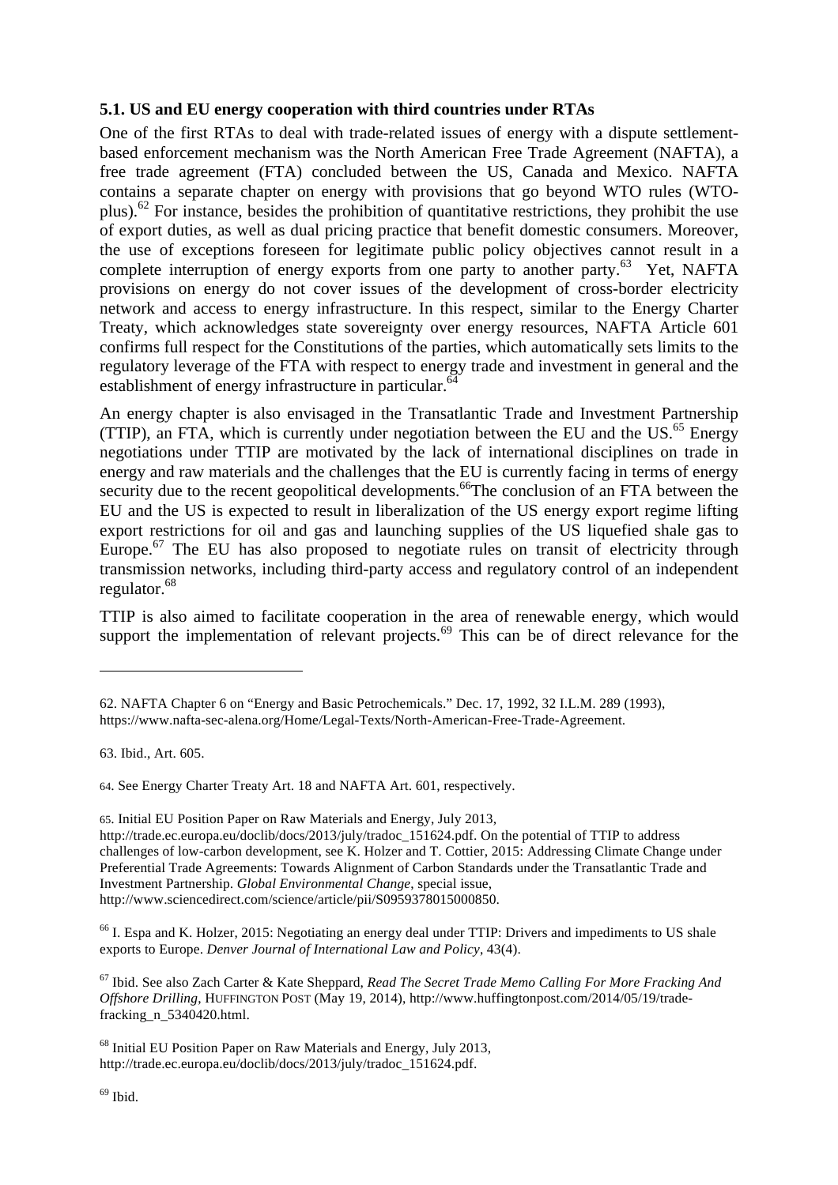### 5.1. US and EU energy cooperation with third countries under RTAs

One of the first RTAs to deal with trade-related issues of energy with a dispute settlement-based enforcement mechanism was the North American Free Trade Agreement (NAFTA), a free trade agreement (FTA) concluded between the US, Canada and Mexico. NAFTA contains a separate chapter on energy with provisions that go beyond WTO rules (WTO-plus).[62] For instance, besides the prohibition of quantitative restrictions, they prohibit the use of export duties, as well as dual pricing practice that benefit domestic consumers. Moreover, the use of exceptions foreseen for legitimate public policy objectives cannot result in a complete interruption of energy exports from one party to another party.[63] Yet, NAFTA provisions on energy do not cover issues of the development of cross-border electricity network and access to energy infrastructure. In this respect, similar to the Energy Charter Treaty, which acknowledges state sovereignty over energy resources, NAFTA Article 601 confirms full respect for the Constitutions of the parties, which automatically sets limits to the regulatory leverage of the FTA with respect to energy trade and investment in general and the establishment of energy infrastructure in particular.[64]

An energy chapter is also envisaged in the Transatlantic Trade and Investment Partnership (TTIP), an FTA, which is currently under negotiation between the EU and the US.[65] Energy negotiations under TTIP are motivated by the lack of international disciplines on trade in energy and raw materials and the challenges that the EU is currently facing in terms of energy security due to the recent geopolitical developments.[66]The conclusion of an FTA between the EU and the US is expected to result in liberalization of the US energy export regime lifting export restrictions for oil and gas and launching supplies of the US liquefied shale gas to Europe.[67] The EU has also proposed to negotiate rules on transit of electricity through transmission networks, including third-party access and regulatory control of an independent regulator.[68]

TTIP is also aimed to facilitate cooperation in the area of renewable energy, which would support the implementation of relevant projects.[69] This can be of direct relevance for the

---

62. NAFTA Chapter 6 on "Energy and Basic Petrochemicals." Dec. 17, 1992, 32 I.L.M. 289 (1993), https://www.nafta-sec-alena.org/Home/Legal-Texts/North-American-Free-Trade-Agreement.

63. Ibid., Art. 605.

64. See Energy Charter Treaty Art. 18 and NAFTA Art. 601, respectively.

65. Initial EU Position Paper on Raw Materials and Energy, July 2013, http://trade.ec.europa.eu/doclib/docs/2013/july/tradoc_151624.pdf. On the potential of TTIP to address challenges of low-carbon development, see K. Holzer and T. Cottier, 2015: Addressing Climate Change under Preferential Trade Agreements: Towards Alignment of Carbon Standards under the Transatlantic Trade and Investment Partnership. *Global Environmental Change*, special issue, http://www.sciencedirect.com/science/article/pii/S0959378015000850.

66 I. Espa and K. Holzer, 2015: Negotiating an energy deal under TTIP: Drivers and impediments to US shale exports to Europe. *Denver Journal of International Law and Policy*, 43(4).

67 Ibid. See also Zach Carter & Kate Sheppard, *Read The Secret Trade Memo Calling For More Fracking And Offshore Drilling*, HUFFINGTON POST (May 19, 2014), http://www.huffingtonpost.com/2014/05/19/trade-fracking_n_5340420.html.

68 Initial EU Position Paper on Raw Materials and Energy, July 2013, http://trade.ec.europa.eu/doclib/docs/2013/july/tradoc_151624.pdf.

69 Ibid.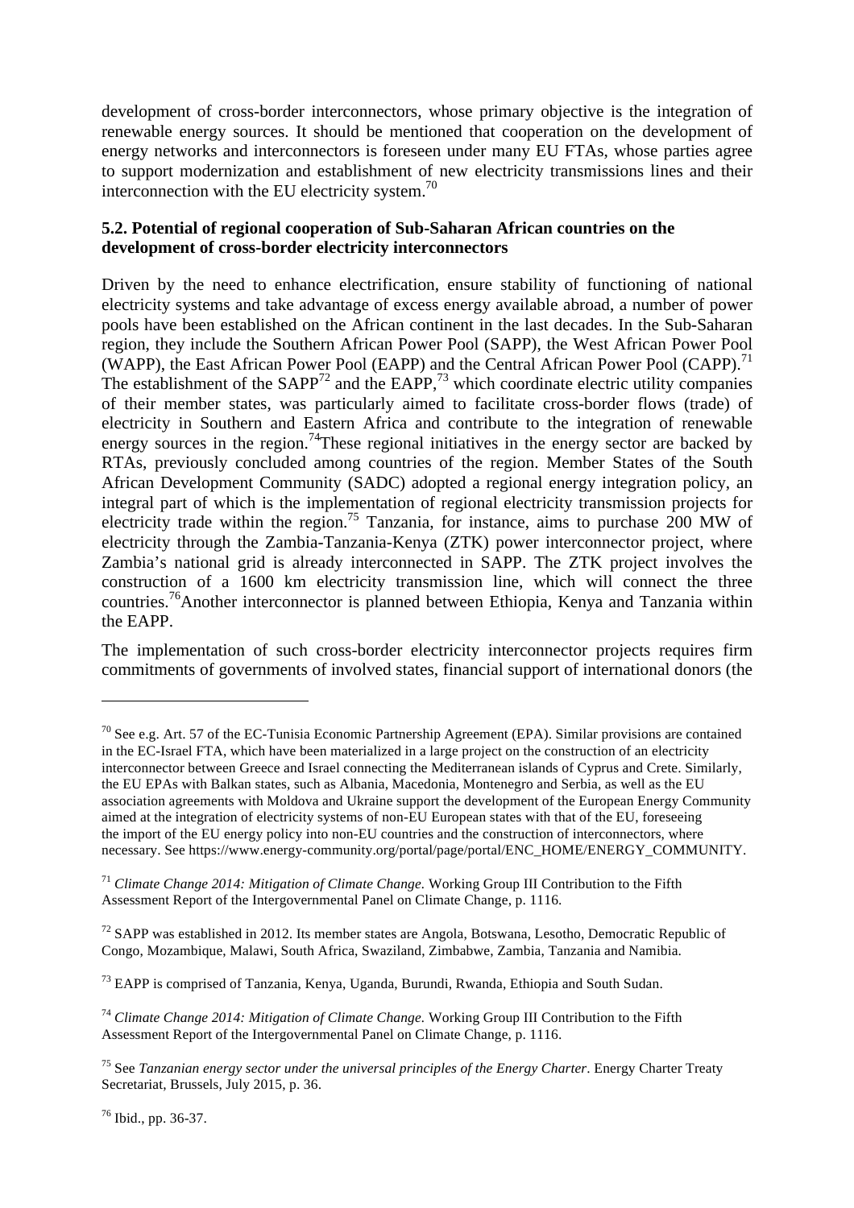development of cross-border interconnectors, whose primary objective is the integration of renewable energy sources. It should be mentioned that cooperation on the development of energy networks and interconnectors is foreseen under many EU FTAs, whose parties agree to support modernization and establishment of new electricity transmissions lines and their interconnection with the EU electricity system.[70]

**5.2. Potential of regional cooperation of Sub-Saharan African countries on the development of cross-border electricity interconnectors**

Driven by the need to enhance electrification, ensure stability of functioning of national electricity systems and take advantage of excess energy available abroad, a number of power pools have been established on the African continent in the last decades. In the Sub-Saharan region, they include the Southern African Power Pool (SAPP), the West African Power Pool (WAPP), the East African Power Pool (EAPP) and the Central African Power Pool (CAPP).[71] The establishment of the SAPP[72] and the EAPP,[73] which coordinate electric utility companies of their member states, was particularly aimed to facilitate cross-border flows (trade) of electricity in Southern and Eastern Africa and contribute to the integration of renewable energy sources in the region.[74]These regional initiatives in the energy sector are backed by RTAs, previously concluded among countries of the region. Member States of the South African Development Community (SADC) adopted a regional energy integration policy, an integral part of which is the implementation of regional electricity transmission projects for electricity trade within the region.[75] Tanzania, for instance, aims to purchase 200 MW of electricity through the Zambia-Tanzania-Kenya (ZTK) power interconnector project, where Zambia's national grid is already interconnected in SAPP. The ZTK project involves the construction of a 1600 km electricity transmission line, which will connect the three countries.[76]Another interconnector is planned between Ethiopia, Kenya and Tanzania within the EAPP.

The implementation of such cross-border electricity interconnector projects requires firm commitments of governments of involved states, financial support of international donors (the

---

[70] See e.g. Art. 57 of the EC-Tunisia Economic Partnership Agreement (EPA). Similar provisions are contained in the EC-Israel FTA, which have been materialized in a large project on the construction of an electricity interconnector between Greece and Israel connecting the Mediterranean islands of Cyprus and Crete. Similarly, the EU EPAs with Balkan states, such as Albania, Macedonia, Montenegro and Serbia, as well as the EU association agreements with Moldova and Ukraine support the development of the European Energy Community aimed at the integration of electricity systems of non-EU European states with that of the EU, foreseeing the import of the EU energy policy into non-EU countries and the construction of interconnectors, where necessary. See https://www.energy-community.org/portal/page/portal/ENC_HOME/ENERGY_COMMUNITY.

[71] *Climate Change 2014: Mitigation of Climate Change.* Working Group III Contribution to the Fifth Assessment Report of the Intergovernmental Panel on Climate Change, p. 1116.

[72] SAPP was established in 2012. Its member states are Angola, Botswana, Lesotho, Democratic Republic of Congo, Mozambique, Malawi, South Africa, Swaziland, Zimbabwe, Zambia, Tanzania and Namibia.

[73] EAPP is comprised of Tanzania, Kenya, Uganda, Burundi, Rwanda, Ethiopia and South Sudan.

[74] *Climate Change 2014: Mitigation of Climate Change.* Working Group III Contribution to the Fifth Assessment Report of the Intergovernmental Panel on Climate Change, p. 1116.

[75] See *Tanzanian energy sector under the universal principles of the Energy Charter*. Energy Charter Treaty Secretariat, Brussels, July 2015, p. 36.

[76] Ibid., pp. 36-37.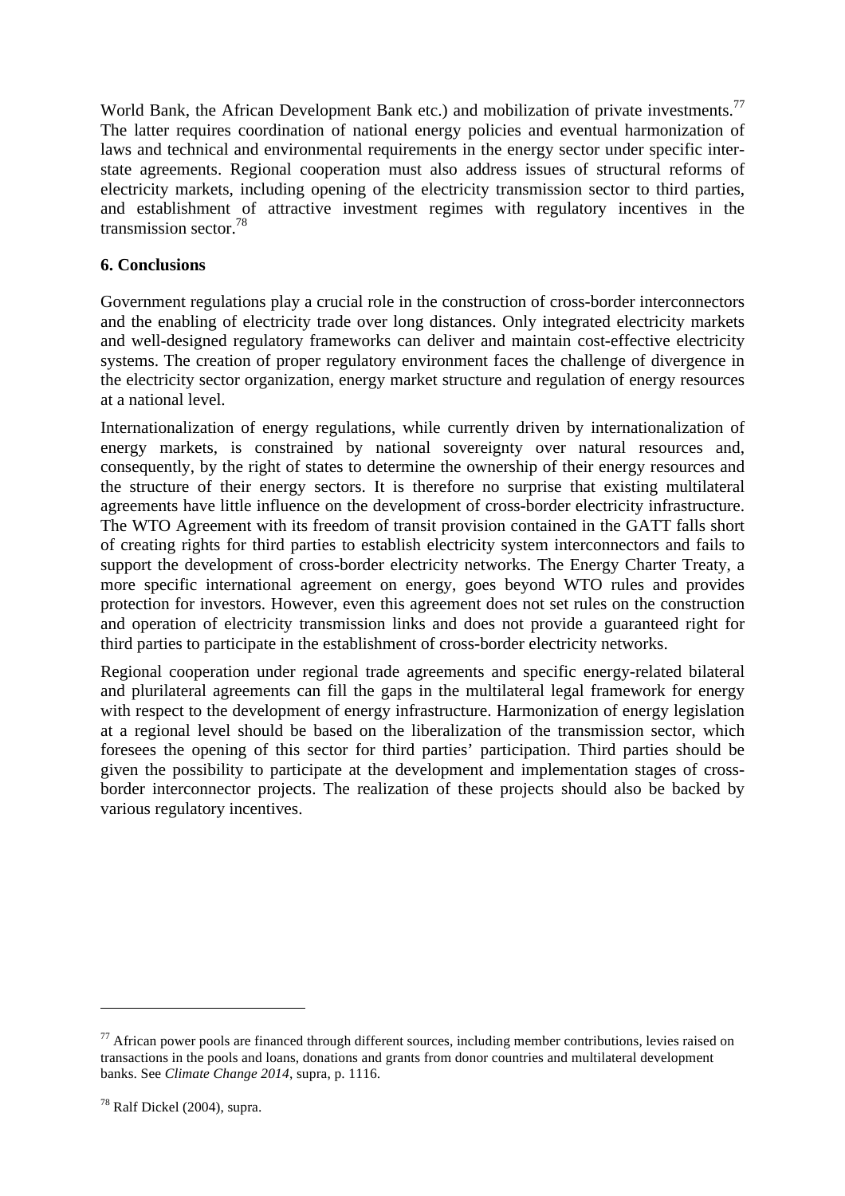World Bank, the African Development Bank etc.) and mobilization of private investments.[77] The latter requires coordination of national energy policies and eventual harmonization of laws and technical and environmental requirements in the energy sector under specific inter-state agreements. Regional cooperation must also address issues of structural reforms of electricity markets, including opening of the electricity transmission sector to third parties, and establishment of attractive investment regimes with regulatory incentives in the transmission sector.[78]

## 6. Conclusions

Government regulations play a crucial role in the construction of cross-border interconnectors and the enabling of electricity trade over long distances. Only integrated electricity markets and well-designed regulatory frameworks can deliver and maintain cost-effective electricity systems. The creation of proper regulatory environment faces the challenge of divergence in the electricity sector organization, energy market structure and regulation of energy resources at a national level.

Internationalization of energy regulations, while currently driven by internationalization of energy markets, is constrained by national sovereignty over natural resources and, consequently, by the right of states to determine the ownership of their energy resources and the structure of their energy sectors. It is therefore no surprise that existing multilateral agreements have little influence on the development of cross-border electricity infrastructure. The WTO Agreement with its freedom of transit provision contained in the GATT falls short of creating rights for third parties to establish electricity system interconnectors and fails to support the development of cross-border electricity networks. The Energy Charter Treaty, a more specific international agreement on energy, goes beyond WTO rules and provides protection for investors. However, even this agreement does not set rules on the construction and operation of electricity transmission links and does not provide a guaranteed right for third parties to participate in the establishment of cross-border electricity networks.

Regional cooperation under regional trade agreements and specific energy-related bilateral and plurilateral agreements can fill the gaps in the multilateral legal framework for energy with respect to the development of energy infrastructure. Harmonization of energy legislation at a regional level should be based on the liberalization of the transmission sector, which foresees the opening of this sector for third parties' participation. Third parties should be given the possibility to participate at the development and implementation stages of cross-border interconnector projects. The realization of these projects should also be backed by various regulatory incentives.

---

[77] African power pools are financed through different sources, including member contributions, levies raised on transactions in the pools and loans, donations and grants from donor countries and multilateral development banks. See *Climate Change 2014*, supra, p. 1116.

[78] Ralf Dickel (2004), supra.